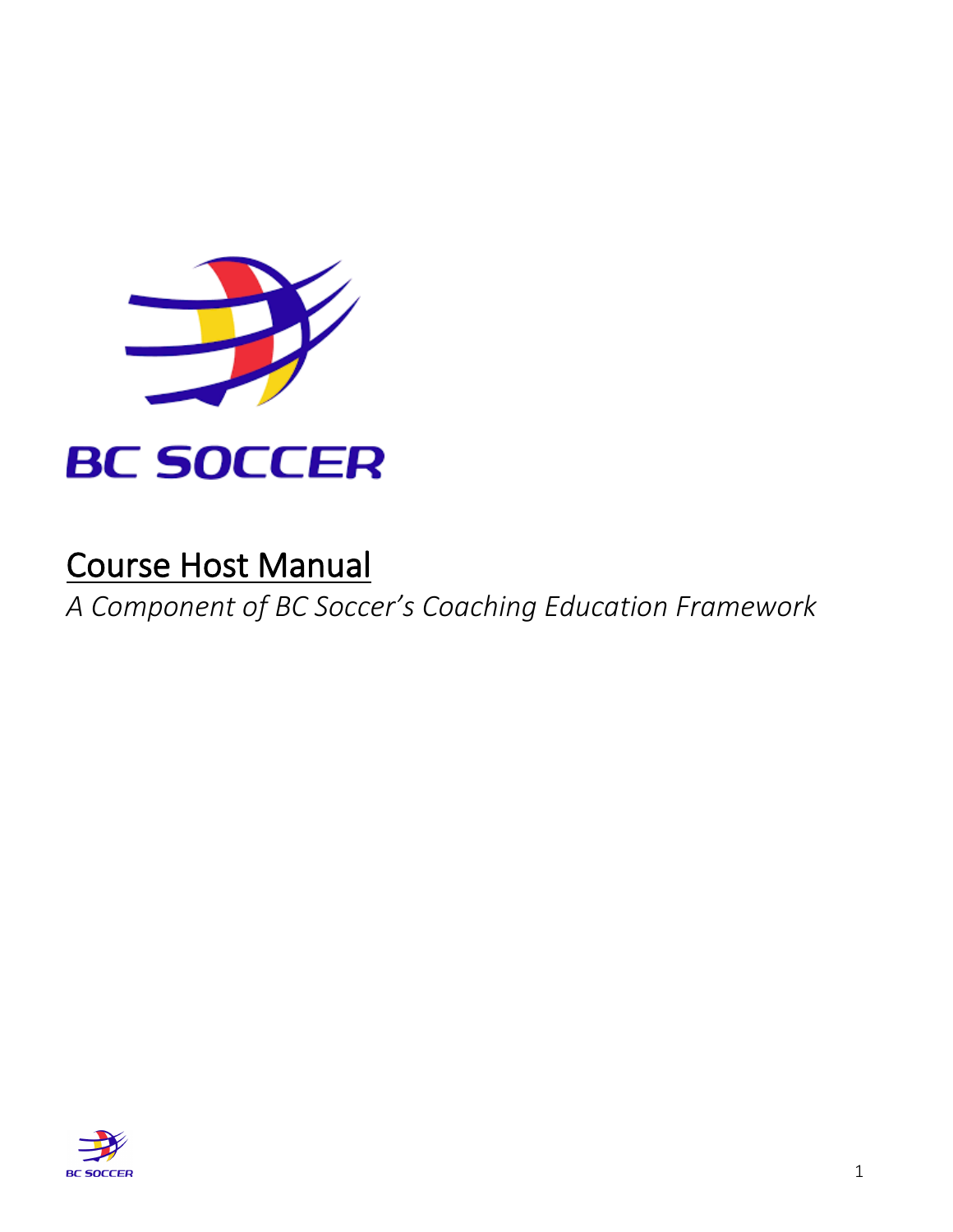BC SOCCER

# Course Host Manual

*A Component of BC Soccer's Coaching Education Framework*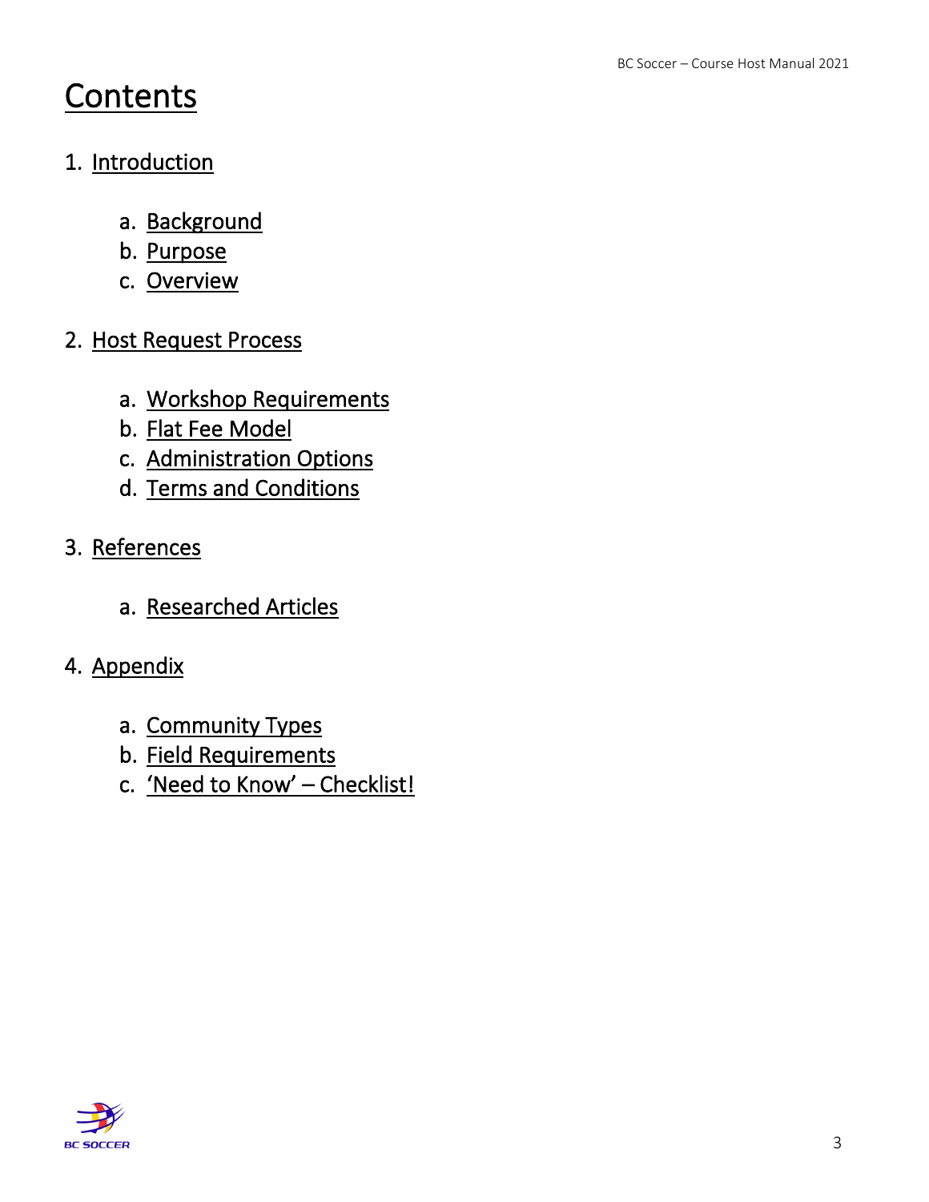# Contents

1. Introduction
    a. Background
    b. Purpose
    c. Overview
2. Host Request Process
    a. Workshop Requirements
    b. Flat Fee Model
    c. Administration Options
    d. Terms and Conditions
3. References
    a. Researched Articles
4. Appendix
    a. Community Types
    b. Field Requirements
    c. 'Need to Know' – Checklist!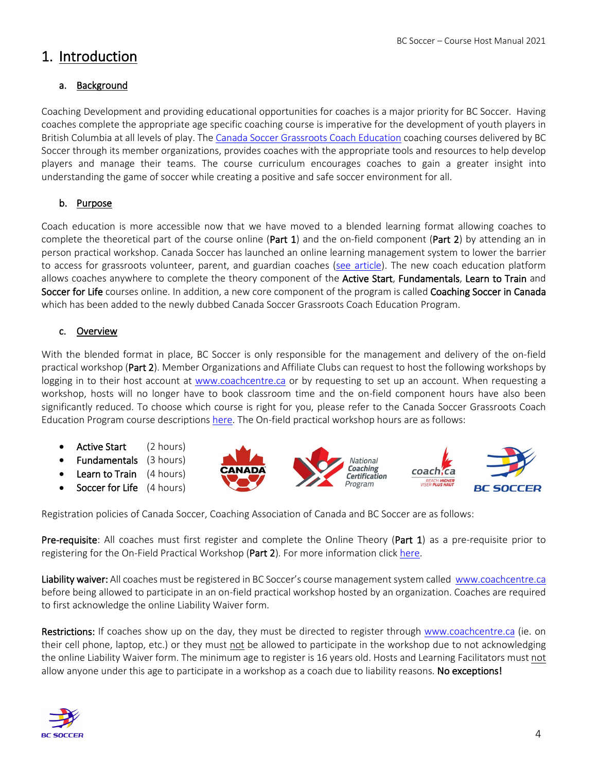# 1. Introduction

## a. Background

Coaching Development and providing educational opportunities for coaches is a major priority for BC Soccer. Having coaches complete the appropriate age specific coaching course is imperative for the development of youth players in British Columbia at all levels of play. The Canada Soccer Grassroots Coach Education coaching courses delivered by BC Soccer through its member organizations, provides coaches with the appropriate tools and resources to help develop players and manage their teams. The course curriculum encourages coaches to gain a greater insight into understanding the game of soccer while creating a positive and safe soccer environment for all.

## b. Purpose

Coach education is more accessible now that we have moved to a blended learning format allowing coaches to complete the theoretical part of the course online (**Part 1**) and the on-field component (**Part 2**) by attending an in person practical workshop. Canada Soccer has launched an online learning management system to lower the barrier to access for grassroots volunteer, parent, and guardian coaches (see article). The new coach education platform allows coaches anywhere to complete the theory component of the **Active Start**, **Fundamentals**, **Learn to Train** and **Soccer for Life** courses online. In addition, a new core component of the program is called **Coaching Soccer in Canada** which has been added to the newly dubbed Canada Soccer Grassroots Coach Education Program.

## c. Overview

With the blended format in place, BC Soccer is only responsible for the management and delivery of the on-field practical workshop (**Part 2**). Member Organizations and Affiliate Clubs can request to host the following workshops by logging in to their host account at www.coachcentre.ca or by requesting to set up an account. When requesting a workshop, hosts will no longer have to book classroom time and the on-field component hours have also been significantly reduced. To choose which course is right for you, please refer to the Canada Soccer Grassroots Coach Education Program course descriptions here. The On-field practical workshop hours are as follows:

- **Active Start** (2 hours)
- **Fundamentals** (3 hours)
- **Learn to Train** (4 hours)
- **Soccer for Life** (4 hours)

Registration policies of Canada Soccer, Coaching Association of Canada and BC Soccer are as follows:

**Pre-requisite**: All coaches must first register and complete the Online Theory (**Part 1**) as a pre-requisite prior to registering for the On-Field Practical Workshop (**Part 2**). For more information click here.

**Liability waiver:** All coaches must be registered in BC Soccer's course management system called www.coachcentre.ca before being allowed to participate in an on-field practical workshop hosted by an organization. Coaches are required to first acknowledge the online Liability Waiver form.

**Restrictions:** If coaches show up on the day, they must be directed to register through www.coachcentre.ca (ie. on their cell phone, laptop, etc.) or they must not be allowed to participate in the workshop due to not acknowledging the online Liability Waiver form. The minimum age to register is 16 years old. Hosts and Learning Facilitators must not allow anyone under this age to participate in a workshop as a coach due to liability reasons. **No exceptions!**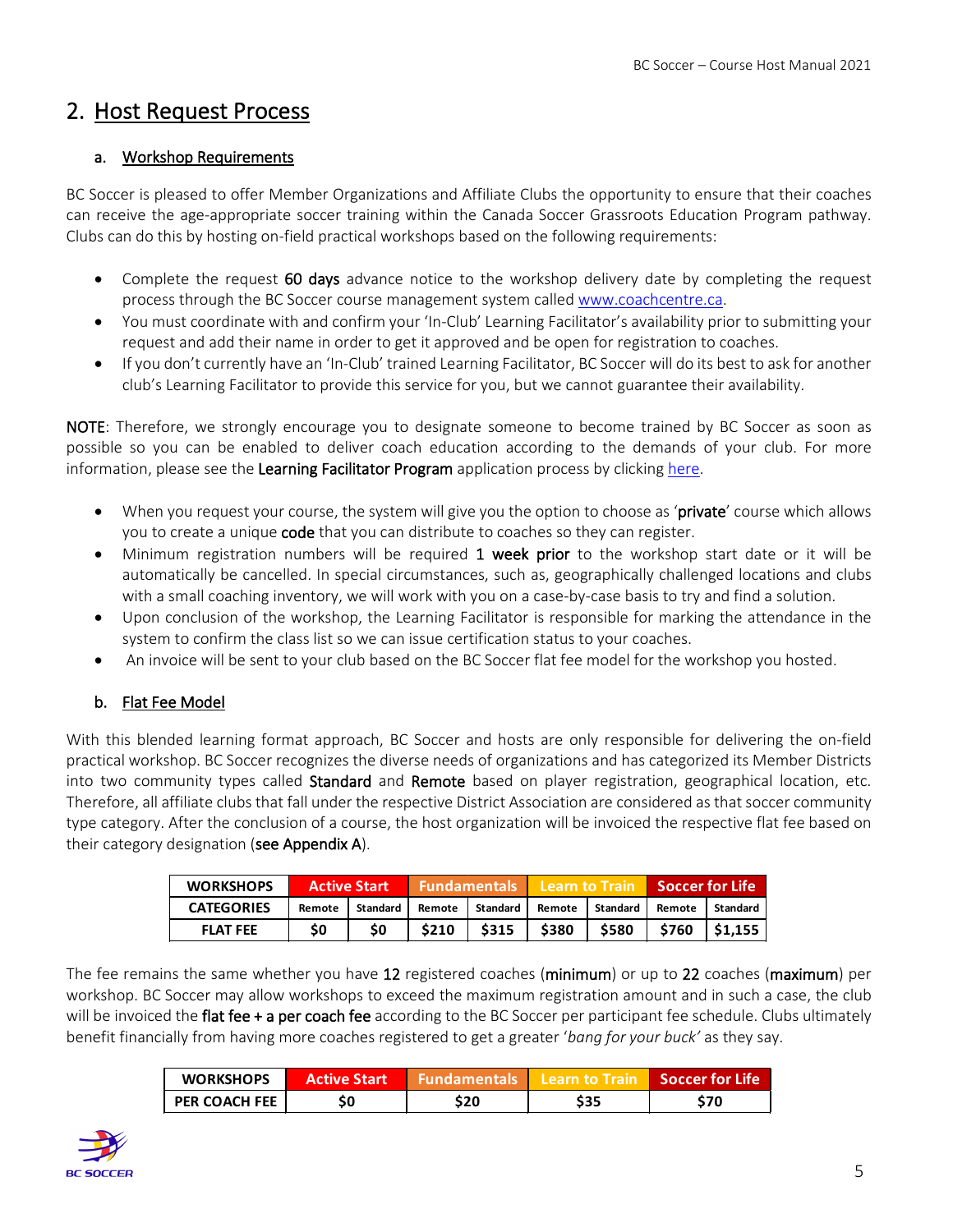## 2. Host Request Process

### a. Workshop Requirements

BC Soccer is pleased to offer Member Organizations and Affiliate Clubs the opportunity to ensure that their coaches can receive the age-appropriate soccer training within the Canada Soccer Grassroots Education Program pathway. Clubs can do this by hosting on-field practical workshops based on the following requirements:

- Complete the request **60 days** advance notice to the workshop delivery date by completing the request process through the BC Soccer course management system called www.coachcentre.ca.
- You must coordinate with and confirm your 'In-Club' Learning Facilitator's availability prior to submitting your request and add their name in order to get it approved and be open for registration to coaches.
- If you don't currently have an 'In-Club' trained Learning Facilitator, BC Soccer will do its best to ask for another club's Learning Facilitator to provide this service for you, but we cannot guarantee their availability.

**NOTE**: Therefore, we strongly encourage you to designate someone to become trained by BC Soccer as soon as possible so you can be enabled to deliver coach education according to the demands of your club. For more information, please see the **Learning Facilitator Program** application process by clicking here.

- When you request your course, the system will give you the option to choose as '**private**' course which allows you to create a unique **code** that you can distribute to coaches so they can register.
- Minimum registration numbers will be required **1 week prior** to the workshop start date or it will be automatically be cancelled. In special circumstances, such as, geographically challenged locations and clubs with a small coaching inventory, we will work with you on a case-by-case basis to try and find a solution.
- Upon conclusion of the workshop, the Learning Facilitator is responsible for marking the attendance in the system to confirm the class list so we can issue certification status to your coaches.
- An invoice will be sent to your club based on the BC Soccer flat fee model for the workshop you hosted.

### b. Flat Fee Model

With this blended learning format approach, BC Soccer and hosts are only responsible for delivering the on-field practical workshop. BC Soccer recognizes the diverse needs of organizations and has categorized its Member Districts into two community types called **Standard** and **Remote** based on player registration, geographical location, etc. Therefore, all affiliate clubs that fall under the respective District Association are considered as that soccer community type category. After the conclusion of a course, the host organization will be invoiced the respective flat fee based on their category designation (**see Appendix A**).

| WORKSHOPS | Active Start | | Fundamentals | | Learn to Train | | Soccer for Life | |
|---|---|---|---|---|---|---|---|---|
| CATEGORIES | Remote | Standard | Remote | Standard | Remote | Standard | Remote | Standard |
| FLAT FEE | $0 | $0 | $210 | $315 | $380 | $580 | $760 | $1,155 |

The fee remains the same whether you have 12 registered coaches (**minimum**) or up to 22 coaches (**maximum**) per workshop. BC Soccer may allow workshops to exceed the maximum registration amount and in such a case, the club will be invoiced the **flat fee + a per coach fee** according to the BC Soccer per participant fee schedule. Clubs ultimately benefit financially from having more coaches registered to get a greater '*bang for your buck'* as they say.

| WORKSHOPS | Active Start | Fundamentals | Learn to Train | Soccer for Life |
|---|---|---|---|---|
| PER COACH FEE | $0 | $20 | $35 | $70 |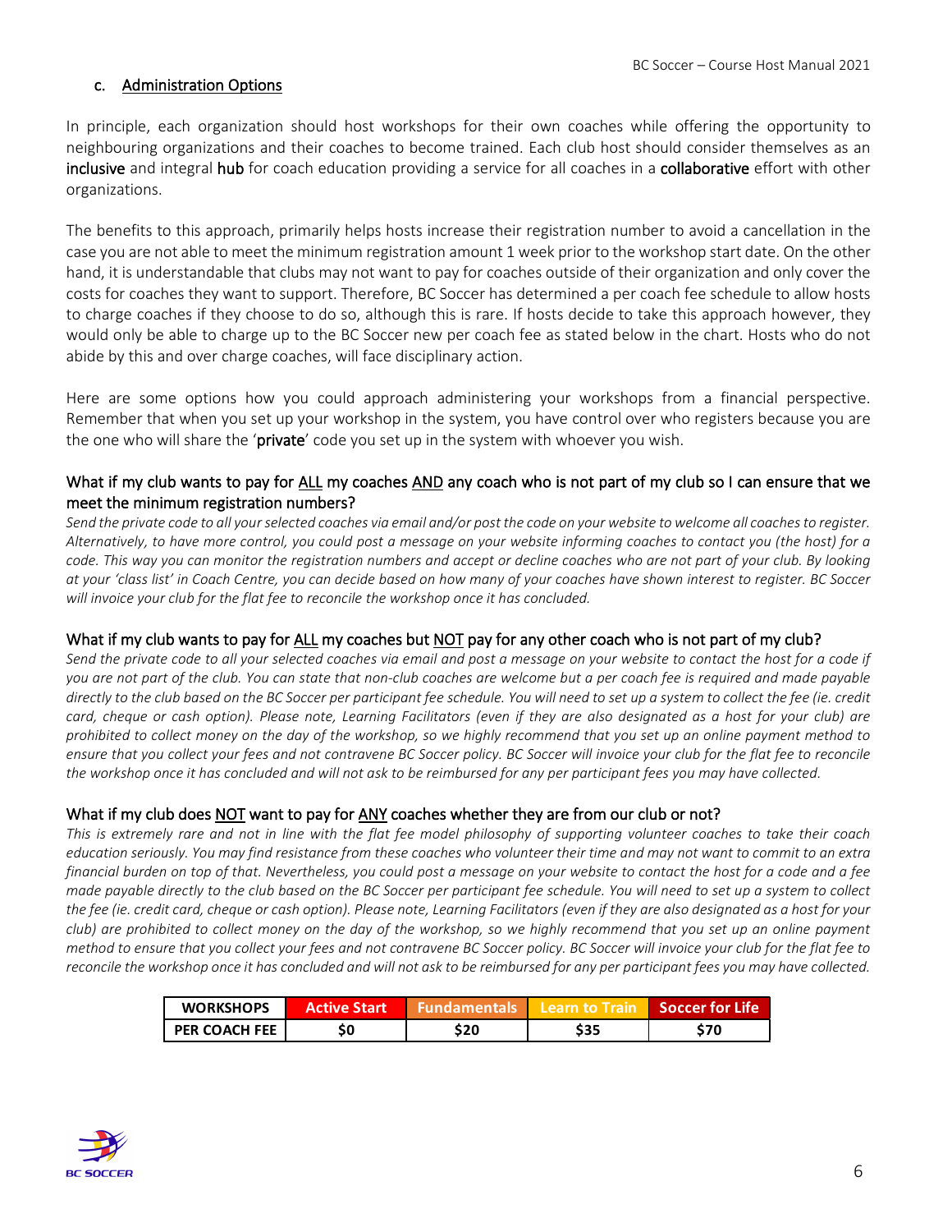## c. Administration Options

In principle, each organization should host workshops for their own coaches while offering the opportunity to neighbouring organizations and their coaches to become trained. Each club host should consider themselves as an **inclusive** and integral **hub** for coach education providing a service for all coaches in a **collaborative** effort with other organizations.

The benefits to this approach, primarily helps hosts increase their registration number to avoid a cancellation in the case you are not able to meet the minimum registration amount 1 week prior to the workshop start date. On the other hand, it is understandable that clubs may not want to pay for coaches outside of their organization and only cover the costs for coaches they want to support. Therefore, BC Soccer has determined a per coach fee schedule to allow hosts to charge coaches if they choose to do so, although this is rare. If hosts decide to take this approach however, they would only be able to charge up to the BC Soccer new per coach fee as stated below in the chart. Hosts who do not abide by this and over charge coaches, will face disciplinary action.

Here are some options how you could approach administering your workshops from a financial perspective. Remember that when you set up your workshop in the system, you have control over who registers because you are the one who will share the '**private**' code you set up in the system with whoever you wish.

### What if my club wants to pay for ALL my coaches AND any coach who is not part of my club so I can ensure that we meet the minimum registration numbers?

*Send the private code to all your selected coaches via email and/or post the code on your website to welcome all coaches to register. Alternatively, to have more control, you could post a message on your website informing coaches to contact you (the host) for a code. This way you can monitor the registration numbers and accept or decline coaches who are not part of your club. By looking at your 'class list' in Coach Centre, you can decide based on how many of your coaches have shown interest to register. BC Soccer will invoice your club for the flat fee to reconcile the workshop once it has concluded.*

### What if my club wants to pay for ALL my coaches but NOT pay for any other coach who is not part of my club?

*Send the private code to all your selected coaches via email and post a message on your website to contact the host for a code if you are not part of the club. You can state that non-club coaches are welcome but a per coach fee is required and made payable directly to the club based on the BC Soccer per participant fee schedule. You will need to set up a system to collect the fee (ie. credit card, cheque or cash option). Please note, Learning Facilitators (even if they are also designated as a host for your club) are prohibited to collect money on the day of the workshop, so we highly recommend that you set up an online payment method to ensure that you collect your fees and not contravene BC Soccer policy. BC Soccer will invoice your club for the flat fee to reconcile the workshop once it has concluded and will not ask to be reimbursed for any per participant fees you may have collected.*

### What if my club does NOT want to pay for ANY coaches whether they are from our club or not?

*This is extremely rare and not in line with the flat fee model philosophy of supporting volunteer coaches to take their coach education seriously. You may find resistance from these coaches who volunteer their time and may not want to commit to an extra financial burden on top of that. Nevertheless, you could post a message on your website to contact the host for a code and a fee made payable directly to the club based on the BC Soccer per participant fee schedule. You will need to set up a system to collect the fee (ie. credit card, cheque or cash option). Please note, Learning Facilitators (even if they are also designated as a host for your club) are prohibited to collect money on the day of the workshop, so we highly recommend that you set up an online payment method to ensure that you collect your fees and not contravene BC Soccer policy. BC Soccer will invoice your club for the flat fee to reconcile the workshop once it has concluded and will not ask to be reimbursed for any per participant fees you may have collected.*

| WORKSHOPS | Active Start | Fundamentals | Learn to Train | Soccer for Life |
|---|---|---|---|---|
| PER COACH FEE | $0 | $20 | $35 | $70 |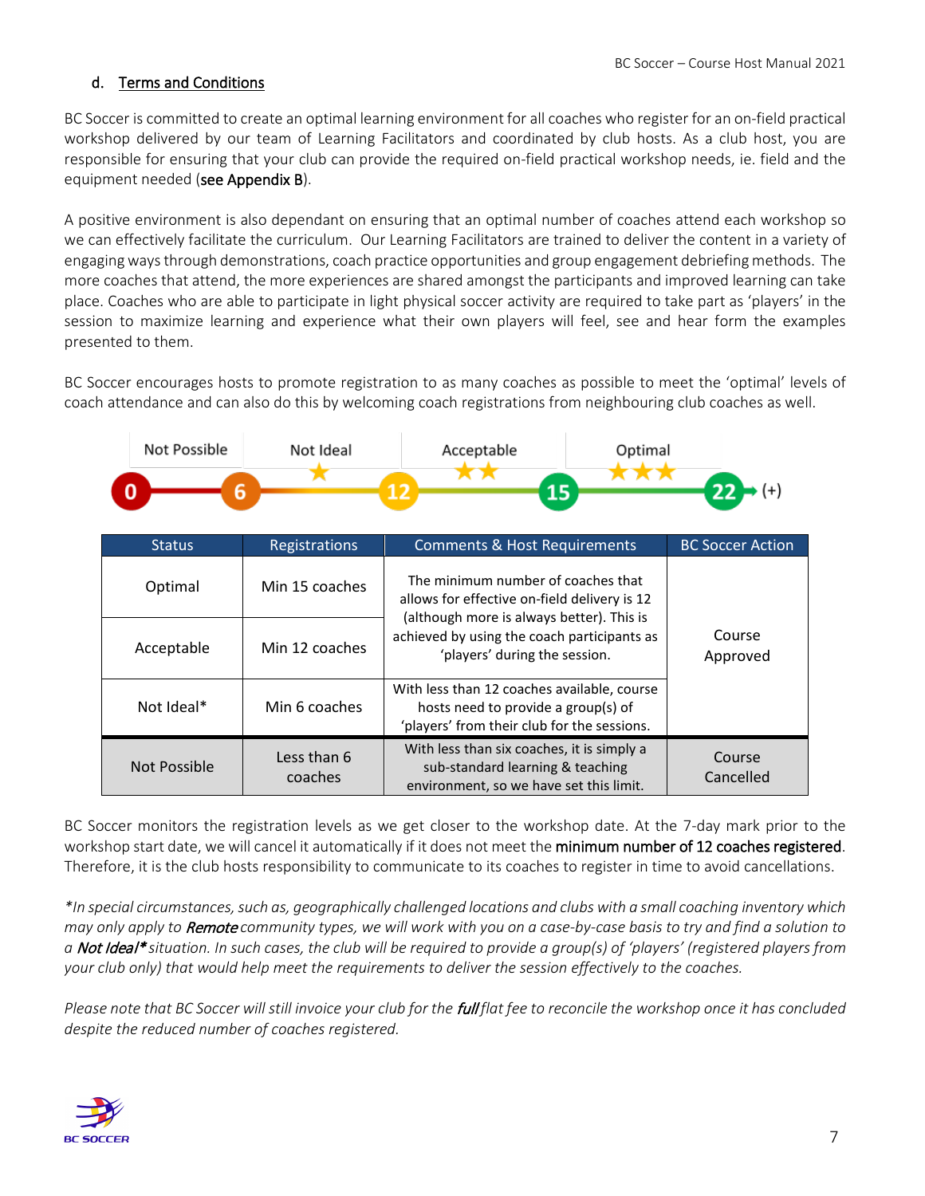### d. Terms and Conditions

BC Soccer is committed to create an optimal learning environment for all coaches who register for an on-field practical workshop delivered by our team of Learning Facilitators and coordinated by club hosts. As a club host, you are responsible for ensuring that your club can provide the required on-field practical workshop needs, ie. field and the equipment needed (see Appendix B).

A positive environment is also dependant on ensuring that an optimal number of coaches attend each workshop so we can effectively facilitate the curriculum. Our Learning Facilitators are trained to deliver the content in a variety of engaging ways through demonstrations, coach practice opportunities and group engagement debriefing methods. The more coaches that attend, the more experiences are shared amongst the participants and improved learning can take place. Coaches who are able to participate in light physical soccer activity are required to take part as 'players' in the session to maximize learning and experience what their own players will feel, see and hear form the examples presented to them.

BC Soccer encourages hosts to promote registration to as many coaches as possible to meet the 'optimal' levels of coach attendance and can also do this by welcoming coach registrations from neighbouring club coaches as well.

Not Possible: 0–6 | Not Ideal ★: 6–12 | Acceptable ★★: 12–15 | Optimal ★★★: 15–22 (+)

| Status | Registrations | Comments & Host Requirements | BC Soccer Action |
|---|---|---|---|
| Optimal | Min 15 coaches | The minimum number of coaches that allows for effective on-field delivery is 12 (although more is always better). This is achieved by using the coach participants as 'players' during the session. | Course Approved |
| Acceptable | Min 12 coaches | | |
| Not Ideal* | Min 6 coaches | With less than 12 coaches available, course hosts need to provide a group(s) of 'players' from their club for the sessions. | |
| Not Possible | Less than 6 coaches | With less than six coaches, it is simply a sub-standard learning & teaching environment, so we have set this limit. | Course Cancelled |

BC Soccer monitors the registration levels as we get closer to the workshop date. At the 7-day mark prior to the workshop start date, we will cancel it automatically if it does not meet the minimum number of 12 coaches registered. Therefore, it is the club hosts responsibility to communicate to its coaches to register in time to avoid cancellations.

*\*In special circumstances, such as, geographically challenged locations and clubs with a small coaching inventory which may only apply to **Remote** community types, we will work with you on a case-by-case basis to try and find a solution to a **Not Ideal\*** situation. In such cases, the club will be required to provide a group(s) of 'players' (registered players from your club only) that would help meet the requirements to deliver the session effectively to the coaches.*

*Please note that BC Soccer will still invoice your club for the **full** flat fee to reconcile the workshop once it has concluded despite the reduced number of coaches registered.*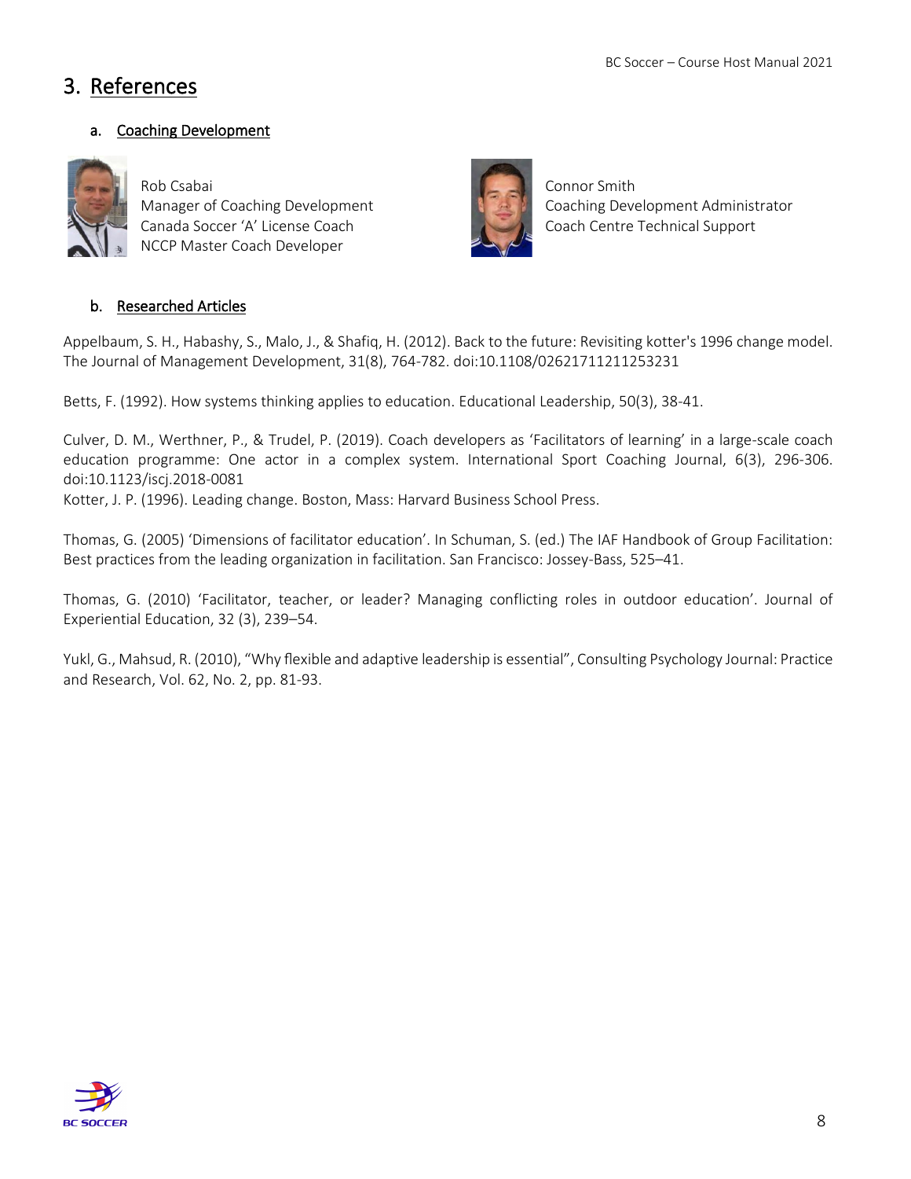# 3. References

## a. Coaching Development

Rob Csabai
Manager of Coaching Development
Canada Soccer 'A' License Coach
NCCP Master Coach Developer

Connor Smith
Coaching Development Administrator
Coach Centre Technical Support

## b. Researched Articles

Appelbaum, S. H., Habashy, S., Malo, J., & Shafiq, H. (2012). Back to the future: Revisiting kotter's 1996 change model. The Journal of Management Development, 31(8), 764-782. doi:10.1108/02621711211253231

Betts, F. (1992). How systems thinking applies to education. Educational Leadership, 50(3), 38-41.

Culver, D. M., Werthner, P., & Trudel, P. (2019). Coach developers as 'Facilitators of learning' in a large-scale coach education programme: One actor in a complex system. International Sport Coaching Journal, 6(3), 296-306. doi:10.1123/iscj.2018-0081

Kotter, J. P. (1996). Leading change. Boston, Mass: Harvard Business School Press.

Thomas, G. (2005) 'Dimensions of facilitator education'. In Schuman, S. (ed.) The IAF Handbook of Group Facilitation: Best practices from the leading organization in facilitation. San Francisco: Jossey-Bass, 525–41.

Thomas, G. (2010) 'Facilitator, teacher, or leader? Managing conflicting roles in outdoor education'. Journal of Experiential Education, 32 (3), 239–54.

Yukl, G., Mahsud, R. (2010), "Why flexible and adaptive leadership is essential", Consulting Psychology Journal: Practice and Research, Vol. 62, No. 2, pp. 81-93.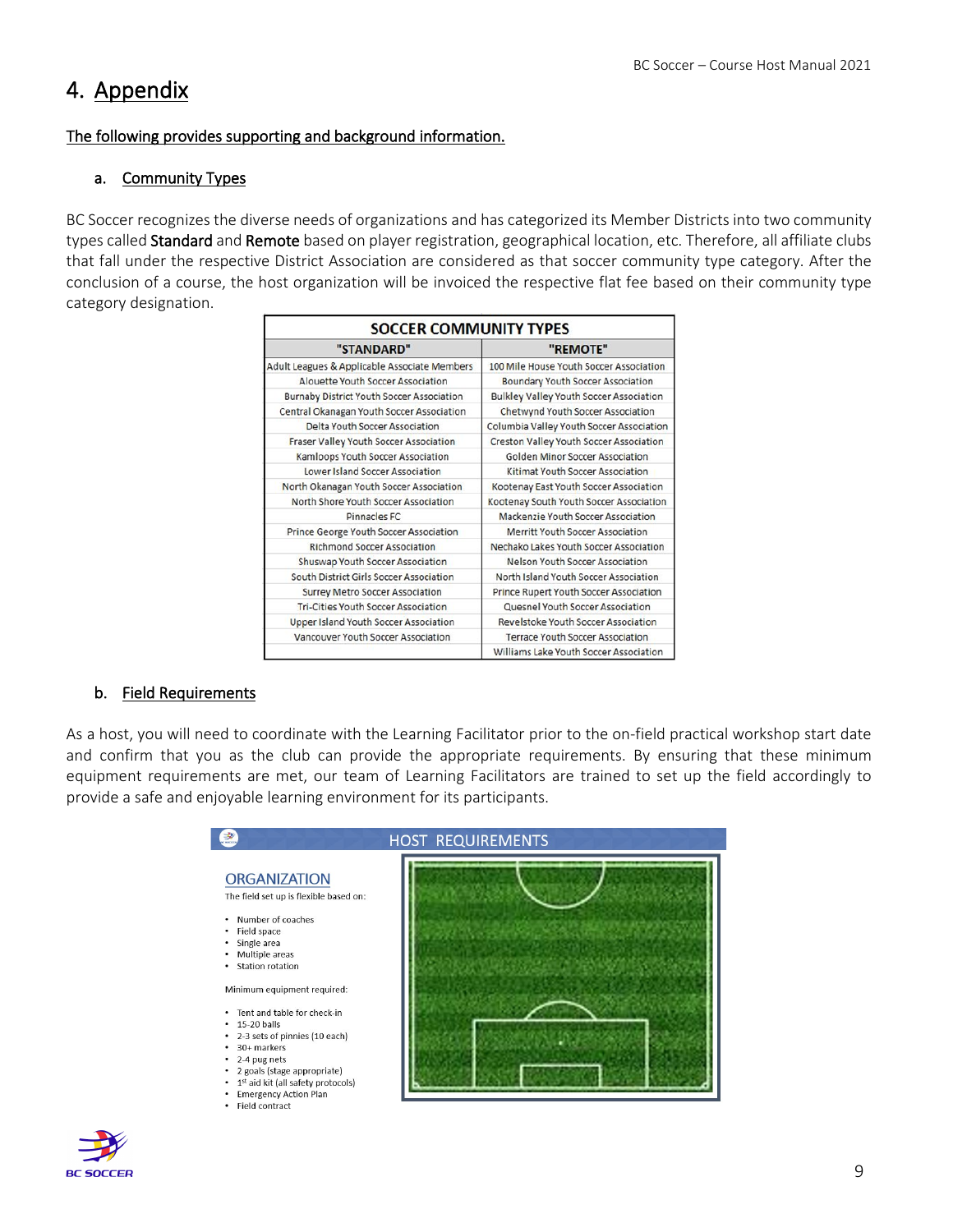# 4. Appendix

**The following provides supporting and background information.**

## a. Community Types

BC Soccer recognizes the diverse needs of organizations and has categorized its Member Districts into two community types called **Standard** and **Remote** based on player registration, geographical location, etc. Therefore, all affiliate clubs that fall under the respective District Association are considered as that soccer community type category. After the conclusion of a course, the host organization will be invoiced the respective flat fee based on their community type category designation.

| SOCCER COMMUNITY TYPES | |
|---|---|
| **"STANDARD"** | **"REMOTE"** |
| Adult Leagues & Applicable Associate Members | 100 Mile House Youth Soccer Association |
| Alouette Youth Soccer Association | Boundary Youth Soccer Association |
| Burnaby District Youth Soccer Association | Bulkley Valley Youth Soccer Association |
| Central Okanagan Youth Soccer Association | Chetwynd Youth Soccer Association |
| Delta Youth Soccer Association | Columbia Valley Youth Soccer Association |
| Fraser Valley Youth Soccer Association | Creston Valley Youth Soccer Association |
| Kamloops Youth Soccer Association | Golden Minor Soccer Association |
| Lower Island Soccer Association | Kitimat Youth Soccer Association |
| North Okanagan Youth Soccer Association | Kootenay East Youth Soccer Association |
| North Shore Youth Soccer Association | Kootenay South Youth Soccer Association |
| Pinnacles FC | Mackenzie Youth Soccer Association |
| Prince George Youth Soccer Association | Merritt Youth Soccer Association |
| Richmond Soccer Association | Nechako Lakes Youth Soccer Association |
| Shuswap Youth Soccer Association | Nelson Youth Soccer Association |
| South District Girls Soccer Association | North Island Youth Soccer Association |
| Surrey Metro Soccer Association | Prince Rupert Youth Soccer Association |
| Tri-Cities Youth Soccer Association | Quesnel Youth Soccer Association |
| Upper Island Youth Soccer Association | Revelstoke Youth Soccer Association |
| Vancouver Youth Soccer Association | Terrace Youth Soccer Association |
| | Williams Lake Youth Soccer Association |

## b. Field Requirements

As a host, you will need to coordinate with the Learning Facilitator prior to the on-field practical workshop start date and confirm that you as the club can provide the appropriate requirements. By ensuring that these minimum equipment requirements are met, our team of Learning Facilitators are trained to set up the field accordingly to provide a safe and enjoyable learning environment for its participants.

**HOST REQUIREMENTS**

**ORGANIZATION**

The field set up is flexible based on:

- Number of coaches
- Field space
- Single area
- Multiple areas
- Station rotation

Minimum equipment required:

- Tent and table for check-in
- 15-20 balls
- 2-3 sets of pinnies (10 each)
- 30+ markers
- 2-4 pug nets
- 2 goals (stage appropriate)
- 1st aid kit (all safety protocols)
- Emergency Action Plan
- Field contract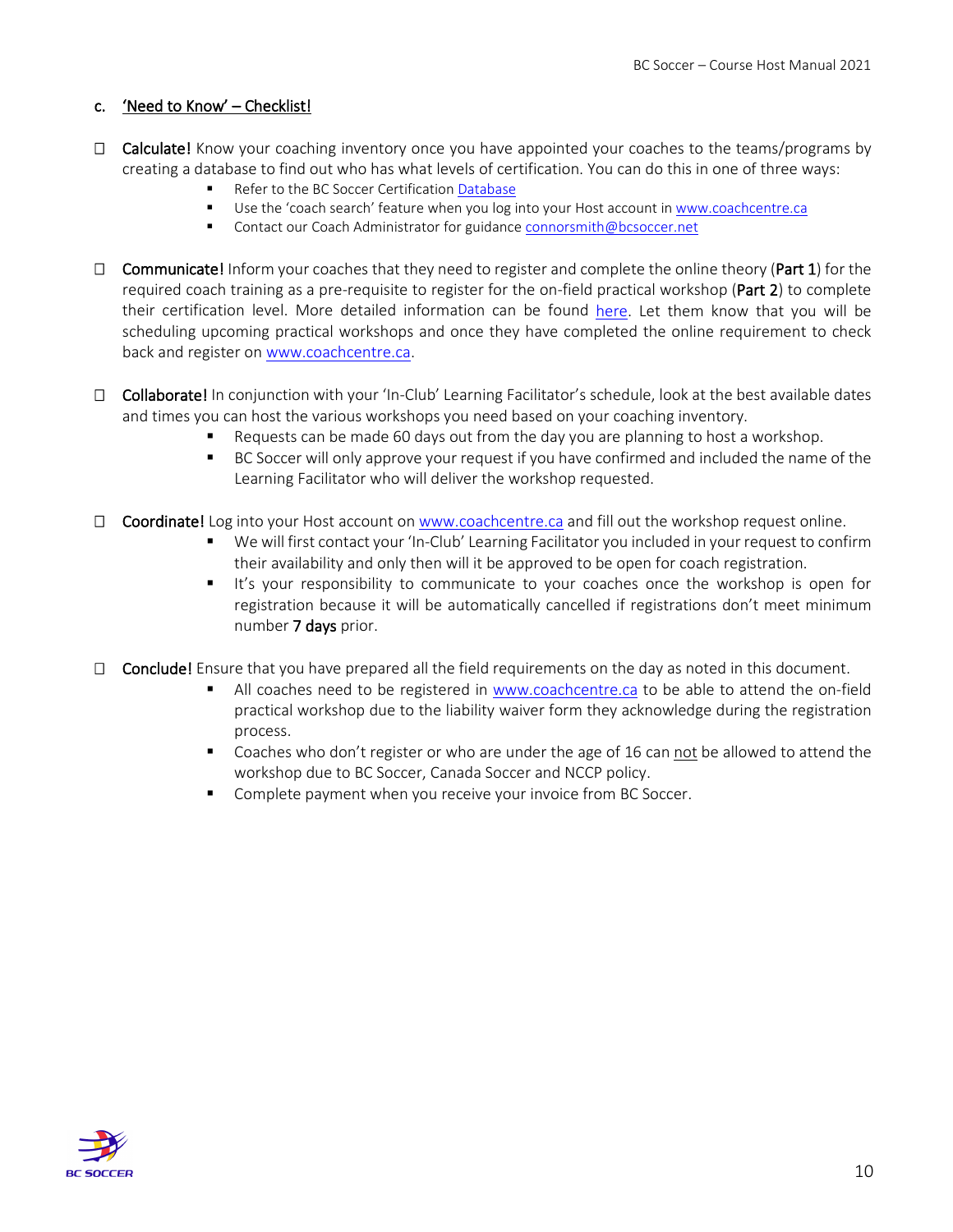### c. 'Need to Know' – Checklist!

- ☐ **Calculate!** Know your coaching inventory once you have appointed your coaches to the teams/programs by creating a database to find out who has what levels of certification. You can do this in one of three ways:
  - Refer to the BC Soccer Certification Database
  - Use the 'coach search' feature when you log into your Host account in www.coachcentre.ca
  - Contact our Coach Administrator for guidance connorsmith@bcsoccer.net

- ☐ **Communicate!** Inform your coaches that they need to register and complete the online theory (**Part 1**) for the required coach training as a pre-requisite to register for the on-field practical workshop (**Part 2**) to complete their certification level. More detailed information can be found here. Let them know that you will be scheduling upcoming practical workshops and once they have completed the online requirement to check back and register on www.coachcentre.ca.

- ☐ **Collaborate!** In conjunction with your 'In-Club' Learning Facilitator's schedule, look at the best available dates and times you can host the various workshops you need based on your coaching inventory.
  - Requests can be made 60 days out from the day you are planning to host a workshop.
  - BC Soccer will only approve your request if you have confirmed and included the name of the Learning Facilitator who will deliver the workshop requested.

- ☐ **Coordinate!** Log into your Host account on www.coachcentre.ca and fill out the workshop request online.
  - We will first contact your 'In-Club' Learning Facilitator you included in your request to confirm their availability and only then will it be approved to be open for coach registration.
  - It's your responsibility to communicate to your coaches once the workshop is open for registration because it will be automatically cancelled if registrations don't meet minimum number **7 days** prior.

- ☐ **Conclude!** Ensure that you have prepared all the field requirements on the day as noted in this document.
  - All coaches need to be registered in www.coachcentre.ca to be able to attend the on-field practical workshop due to the liability waiver form they acknowledge during the registration process.
  - Coaches who don't register or who are under the age of 16 can not be allowed to attend the workshop due to BC Soccer, Canada Soccer and NCCP policy.
  - Complete payment when you receive your invoice from BC Soccer.